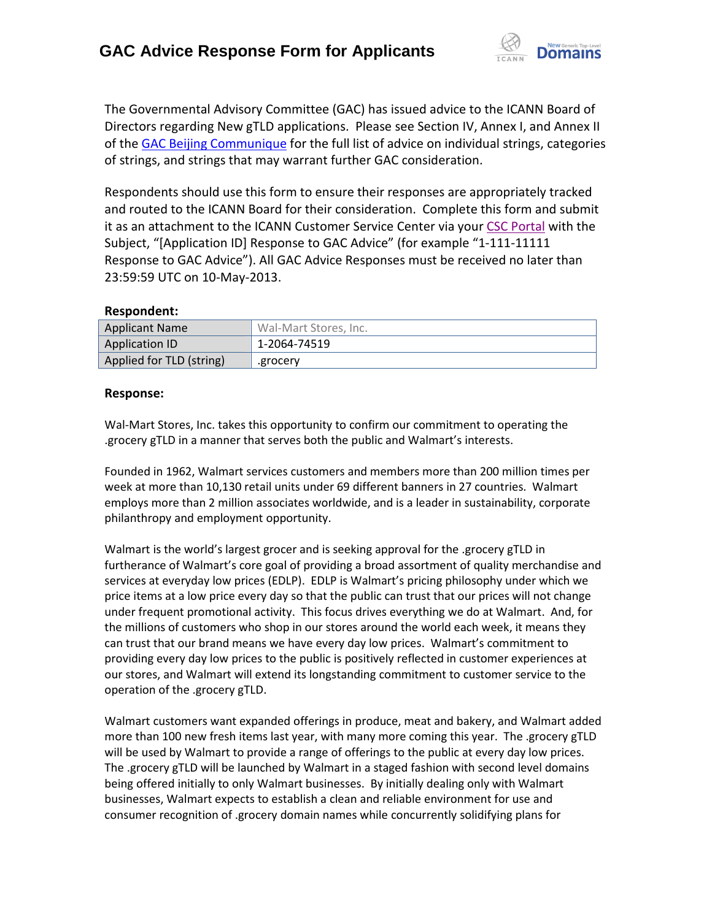# GAC Advice Response Form for Applicants

The Governmental Advisory Committee (GAC) has issued advice to the ICANN Board of Directors regarding New gTLD applications. Please see Section IV, Annex I, and Annex II of the GAC Beijing Communique for the full list of advice on individual strings, categories of strings, and strings that may warrant further GAC consideration.

Respondents should use this form to ensure their responses are appropriately tracked and routed to the ICANN Board for their consideration. Complete this form and submit it as an attachment to the ICANN Customer Service Center via your CSC Portal with the Subject, "[Application ID] Response to GAC Advice" (for example "1-111-11111 Response to GAC Advice"). All GAC Advice Responses must be received no later than 23:59:59 UTC on 10-May-2013.

**Respondent:**

| | |
|---|---|
| Applicant Name | Wal-Mart Stores, Inc. |
| Application ID | 1-2064-74519 |
| Applied for TLD (string) | .grocery |

**Response:**

Wal-Mart Stores, Inc. takes this opportunity to confirm our commitment to operating the .grocery gTLD in a manner that serves both the public and Walmart's interests.

Founded in 1962, Walmart services customers and members more than 200 million times per week at more than 10,130 retail units under 69 different banners in 27 countries. Walmart employs more than 2 million associates worldwide, and is a leader in sustainability, corporate philanthropy and employment opportunity.

Walmart is the world's largest grocer and is seeking approval for the .grocery gTLD in furtherance of Walmart's core goal of providing a broad assortment of quality merchandise and services at everyday low prices (EDLP). EDLP is Walmart's pricing philosophy under which we price items at a low price every day so that the public can trust that our prices will not change under frequent promotional activity. This focus drives everything we do at Walmart. And, for the millions of customers who shop in our stores around the world each week, it means they can trust that our brand means we have every day low prices. Walmart's commitment to providing every day low prices to the public is positively reflected in customer experiences at our stores, and Walmart will extend its longstanding commitment to customer service to the operation of the .grocery gTLD.

Walmart customers want expanded offerings in produce, meat and bakery, and Walmart added more than 100 new fresh items last year, with many more coming this year. The .grocery gTLD will be used by Walmart to provide a range of offerings to the public at every day low prices. The .grocery gTLD will be launched by Walmart in a staged fashion with second level domains being offered initially to only Walmart businesses. By initially dealing only with Walmart businesses, Walmart expects to establish a clean and reliable environment for use and consumer recognition of .grocery domain names while concurrently solidifying plans for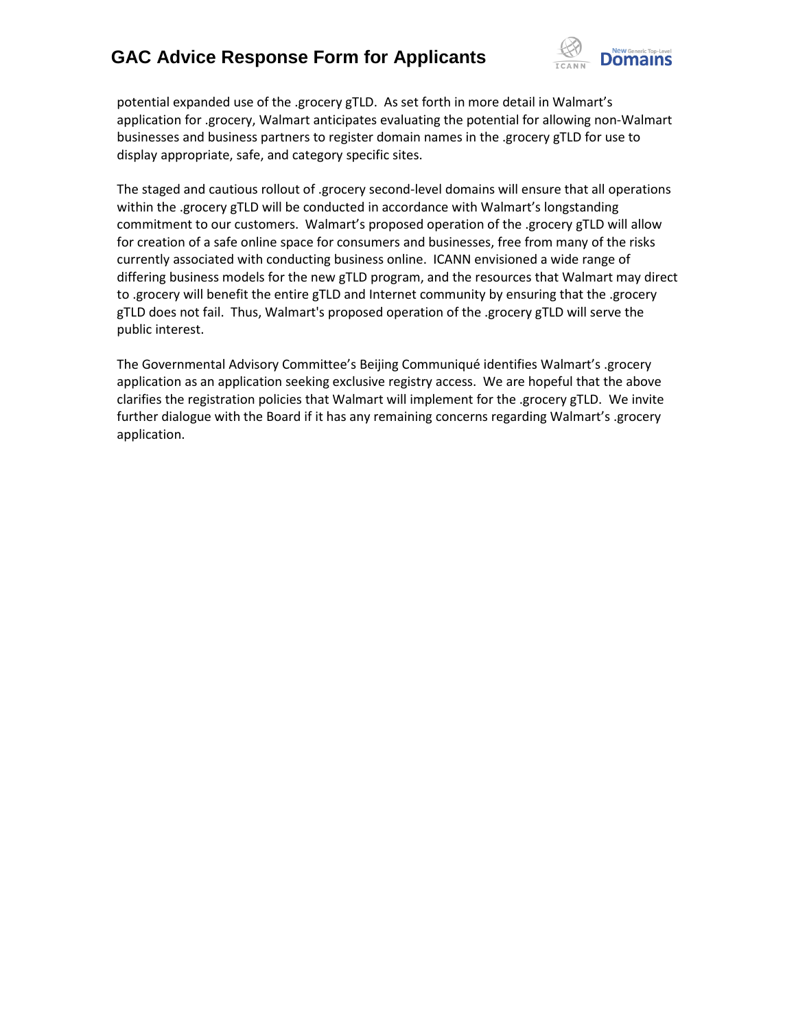potential expanded use of the .grocery gTLD. As set forth in more detail in Walmart's application for .grocery, Walmart anticipates evaluating the potential for allowing non-Walmart businesses and business partners to register domain names in the .grocery gTLD for use to display appropriate, safe, and category specific sites.

The staged and cautious rollout of .grocery second-level domains will ensure that all operations within the .grocery gTLD will be conducted in accordance with Walmart's longstanding commitment to our customers. Walmart's proposed operation of the .grocery gTLD will allow for creation of a safe online space for consumers and businesses, free from many of the risks currently associated with conducting business online. ICANN envisioned a wide range of differing business models for the new gTLD program, and the resources that Walmart may direct to .grocery will benefit the entire gTLD and Internet community by ensuring that the .grocery gTLD does not fail. Thus, Walmart's proposed operation of the .grocery gTLD will serve the public interest.

The Governmental Advisory Committee's Beijing Communiqué identifies Walmart's .grocery application as an application seeking exclusive registry access. We are hopeful that the above clarifies the registration policies that Walmart will implement for the .grocery gTLD. We invite further dialogue with the Board if it has any remaining concerns regarding Walmart's .grocery application.